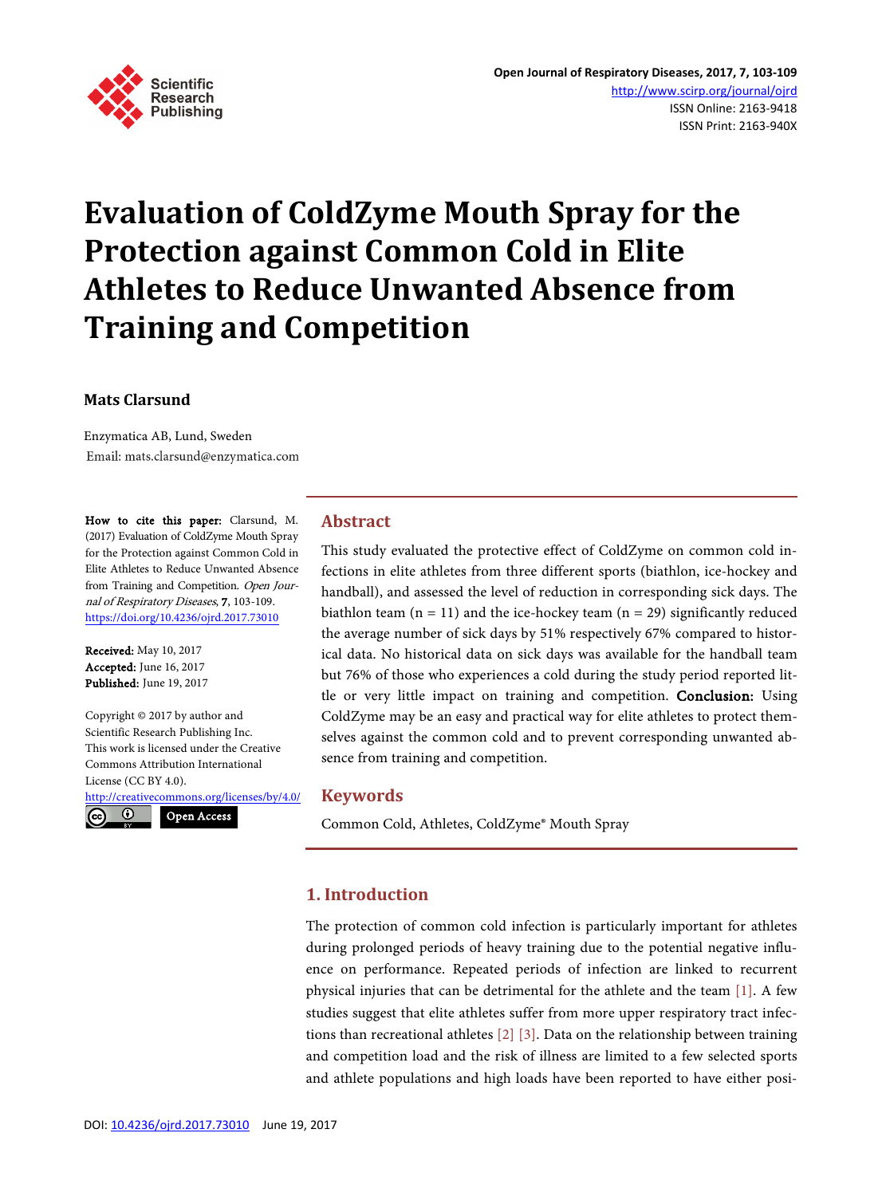# Evaluation of ColdZyme Mouth Spray for the Protection against Common Cold in Elite Athletes to Reduce Unwanted Absence from Training and Competition

**Mats Clarsund**

Enzymatica AB, Lund, Sweden
Email: mats.clarsund@enzymatica.com

**How to cite this paper:** Clarsund, M. (2017) Evaluation of ColdZyme Mouth Spray for the Protection against Common Cold in Elite Athletes to Reduce Unwanted Absence from Training and Competition. *Open Journal of Respiratory Diseases*, **7**, 103-109.
https://doi.org/10.4236/ojrd.2017.73010

**Received:** May 10, 2017
**Accepted:** June 16, 2017
**Published:** June 19, 2017

Copyright © 2017 by author and Scientific Research Publishing Inc.
This work is licensed under the Creative Commons Attribution International License (CC BY 4.0).
http://creativecommons.org/licenses/by/4.0/
Open Access

## Abstract

This study evaluated the protective effect of ColdZyme on common cold infections in elite athletes from three different sports (biathlon, ice-hockey and handball), and assessed the level of reduction in corresponding sick days. The biathlon team (n = 11) and the ice-hockey team (n = 29) significantly reduced the average number of sick days by 51% respectively 67% compared to historical data. No historical data on sick days was available for the handball team but 76% of those who experiences a cold during the study period reported little or very little impact on training and competition. **Conclusion:** Using ColdZyme may be an easy and practical way for elite athletes to protect themselves against the common cold and to prevent corresponding unwanted absence from training and competition.

## Keywords

Common Cold, Athletes, ColdZyme® Mouth Spray

## 1. Introduction

The protection of common cold infection is particularly important for athletes during prolonged periods of heavy training due to the potential negative influence on performance. Repeated periods of infection are linked to recurrent physical injuries that can be detrimental for the athlete and the team [1]. A few studies suggest that elite athletes suffer from more upper respiratory tract infections than recreational athletes [2] [3]. Data on the relationship between training and competition load and the risk of illness are limited to a few selected sports and athlete populations and high loads have been reported to have either posi-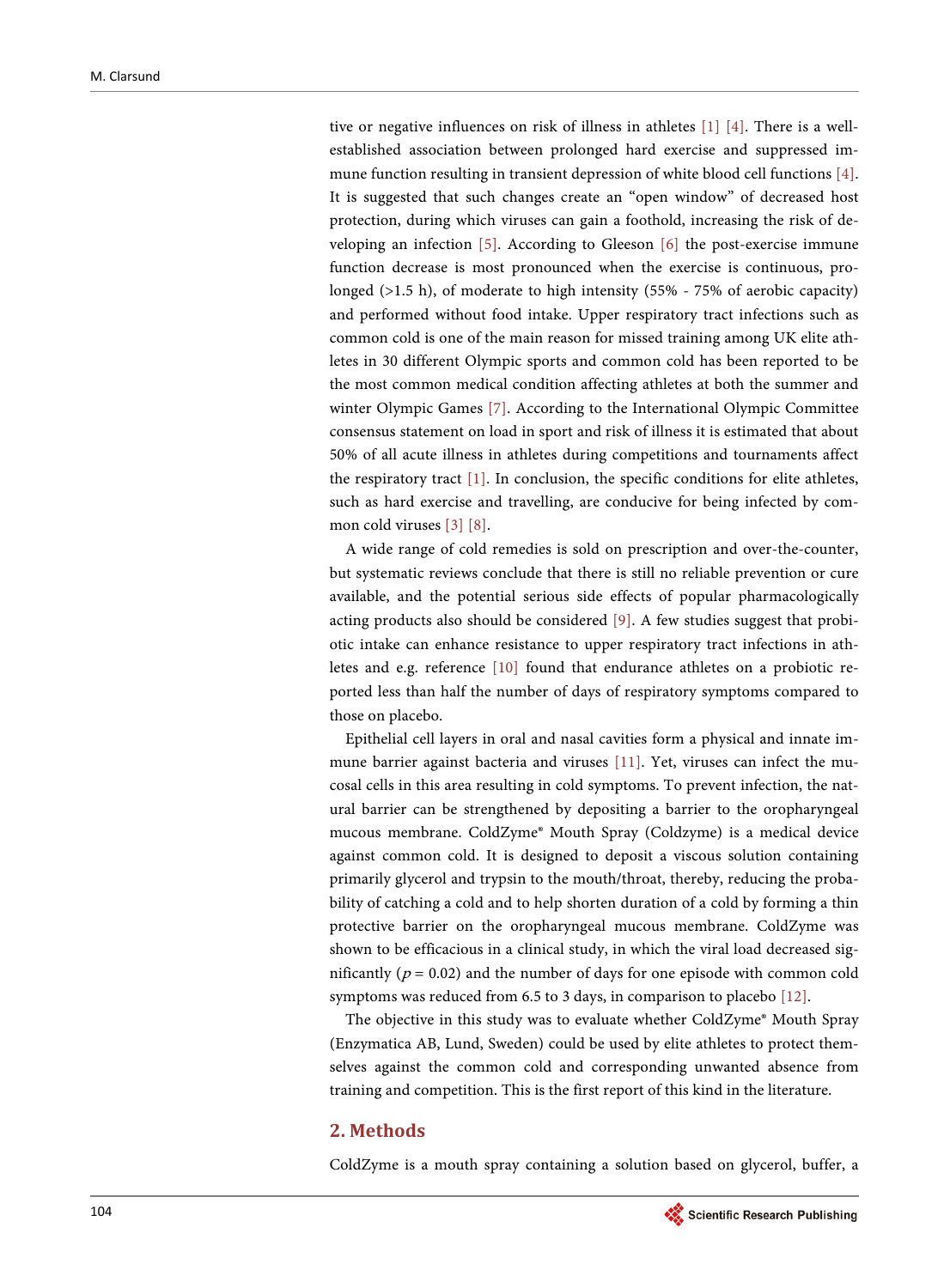tive or negative influences on risk of illness in athletes [1] [4]. There is a well-established association between prolonged hard exercise and suppressed immune function resulting in transient depression of white blood cell functions [4]. It is suggested that such changes create an "open window" of decreased host protection, during which viruses can gain a foothold, increasing the risk of developing an infection [5]. According to Gleeson [6] the post-exercise immune function decrease is most pronounced when the exercise is continuous, prolonged (>1.5 h), of moderate to high intensity (55% - 75% of aerobic capacity) and performed without food intake. Upper respiratory tract infections such as common cold is one of the main reason for missed training among UK elite athletes in 30 different Olympic sports and common cold has been reported to be the most common medical condition affecting athletes at both the summer and winter Olympic Games [7]. According to the International Olympic Committee consensus statement on load in sport and risk of illness it is estimated that about 50% of all acute illness in athletes during competitions and tournaments affect the respiratory tract [1]. In conclusion, the specific conditions for elite athletes, such as hard exercise and travelling, are conducive for being infected by common cold viruses [3] [8].

A wide range of cold remedies is sold on prescription and over-the-counter, but systematic reviews conclude that there is still no reliable prevention or cure available, and the potential serious side effects of popular pharmacologically acting products also should be considered [9]. A few studies suggest that probiotic intake can enhance resistance to upper respiratory tract infections in athletes and e.g. reference [10] found that endurance athletes on a probiotic reported less than half the number of days of respiratory symptoms compared to those on placebo.

Epithelial cell layers in oral and nasal cavities form a physical and innate immune barrier against bacteria and viruses [11]. Yet, viruses can infect the mucosal cells in this area resulting in cold symptoms. To prevent infection, the natural barrier can be strengthened by depositing a barrier to the oropharyngeal mucous membrane. ColdZyme® Mouth Spray (Coldzyme) is a medical device against common cold. It is designed to deposit a viscous solution containing primarily glycerol and trypsin to the mouth/throat, thereby, reducing the probability of catching a cold and to help shorten duration of a cold by forming a thin protective barrier on the oropharyngeal mucous membrane. ColdZyme was shown to be efficacious in a clinical study, in which the viral load decreased significantly ($p = 0.02$) and the number of days for one episode with common cold symptoms was reduced from 6.5 to 3 days, in comparison to placebo [12].

The objective in this study was to evaluate whether ColdZyme® Mouth Spray (Enzymatica AB, Lund, Sweden) could be used by elite athletes to protect themselves against the common cold and corresponding unwanted absence from training and competition. This is the first report of this kind in the literature.

## 2. Methods

ColdZyme is a mouth spray containing a solution based on glycerol, buffer, a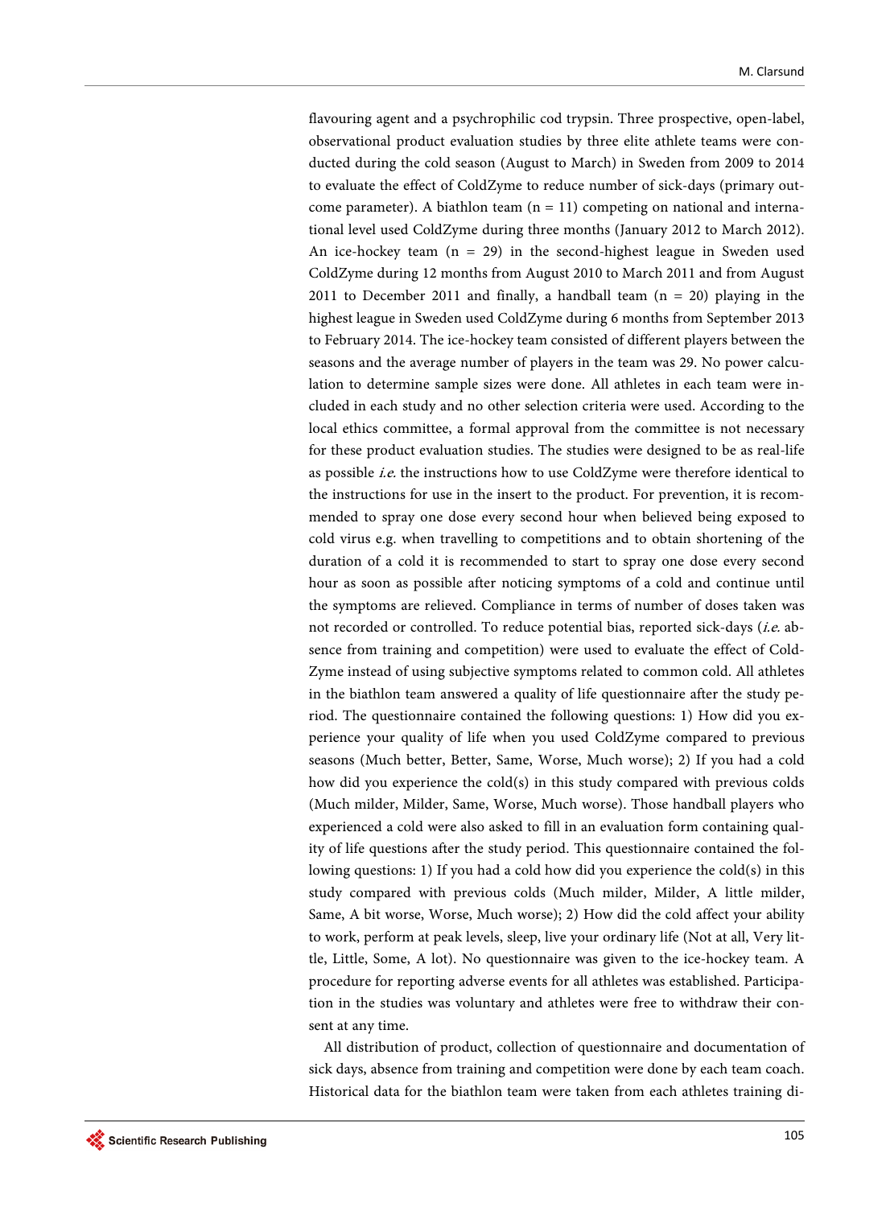flavouring agent and a psychrophilic cod trypsin. Three prospective, open-label, observational product evaluation studies by three elite athlete teams were conducted during the cold season (August to March) in Sweden from 2009 to 2014 to evaluate the effect of ColdZyme to reduce number of sick-days (primary outcome parameter). A biathlon team (n = 11) competing on national and international level used ColdZyme during three months (January 2012 to March 2012). An ice-hockey team (n = 29) in the second-highest league in Sweden used ColdZyme during 12 months from August 2010 to March 2011 and from August 2011 to December 2011 and finally, a handball team (n = 20) playing in the highest league in Sweden used ColdZyme during 6 months from September 2013 to February 2014. The ice-hockey team consisted of different players between the seasons and the average number of players in the team was 29. No power calculation to determine sample sizes were done. All athletes in each team were included in each study and no other selection criteria were used. According to the local ethics committee, a formal approval from the committee is not necessary for these product evaluation studies. The studies were designed to be as real-life as possible *i.e.* the instructions how to use ColdZyme were therefore identical to the instructions for use in the insert to the product. For prevention, it is recommended to spray one dose every second hour when believed being exposed to cold virus e.g. when travelling to competitions and to obtain shortening of the duration of a cold it is recommended to start to spray one dose every second hour as soon as possible after noticing symptoms of a cold and continue until the symptoms are relieved. Compliance in terms of number of doses taken was not recorded or controlled. To reduce potential bias, reported sick-days (*i.e.* absence from training and competition) were used to evaluate the effect of ColdZyme instead of using subjective symptoms related to common cold. All athletes in the biathlon team answered a quality of life questionnaire after the study period. The questionnaire contained the following questions: 1) How did you experience your quality of life when you used ColdZyme compared to previous seasons (Much better, Better, Same, Worse, Much worse); 2) If you had a cold how did you experience the cold(s) in this study compared with previous colds (Much milder, Milder, Same, Worse, Much worse). Those handball players who experienced a cold were also asked to fill in an evaluation form containing quality of life questions after the study period. This questionnaire contained the following questions: 1) If you had a cold how did you experience the cold(s) in this study compared with previous colds (Much milder, Milder, A little milder, Same, A bit worse, Worse, Much worse); 2) How did the cold affect your ability to work, perform at peak levels, sleep, live your ordinary life (Not at all, Very little, Little, Some, A lot). No questionnaire was given to the ice-hockey team. A procedure for reporting adverse events for all athletes was established. Participation in the studies was voluntary and athletes were free to withdraw their consent at any time.

All distribution of product, collection of questionnaire and documentation of sick days, absence from training and competition were done by each team coach. Historical data for the biathlon team were taken from each athletes training di-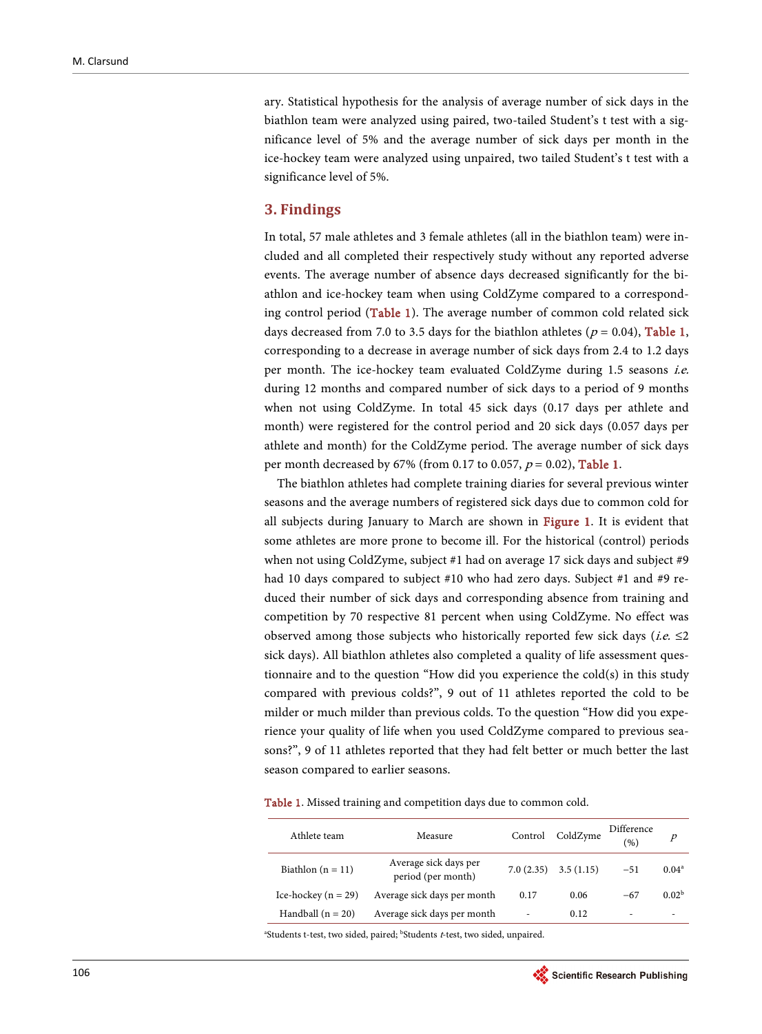ary. Statistical hypothesis for the analysis of average number of sick days in the biathlon team were analyzed using paired, two-tailed Student's t test with a significance level of 5% and the average number of sick days per month in the ice-hockey team were analyzed using unpaired, two tailed Student's t test with a significance level of 5%.

## 3. Findings

In total, 57 male athletes and 3 female athletes (all in the biathlon team) were included and all completed their respectively study without any reported adverse events. The average number of absence days decreased significantly for the biathlon and ice-hockey team when using ColdZyme compared to a corresponding control period (Table 1). The average number of common cold related sick days decreased from 7.0 to 3.5 days for the biathlon athletes ($p = 0.04$), Table 1, corresponding to a decrease in average number of sick days from 2.4 to 1.2 days per month. The ice-hockey team evaluated ColdZyme during 1.5 seasons *i.e.* during 12 months and compared number of sick days to a period of 9 months when not using ColdZyme. In total 45 sick days (0.17 days per athlete and month) were registered for the control period and 20 sick days (0.057 days per athlete and month) for the ColdZyme period. The average number of sick days per month decreased by 67% (from 0.17 to 0.057, $p = 0.02$), Table 1.

The biathlon athletes had complete training diaries for several previous winter seasons and the average numbers of registered sick days due to common cold for all subjects during January to March are shown in Figure 1. It is evident that some athletes are more prone to become ill. For the historical (control) periods when not using ColdZyme, subject #1 had on average 17 sick days and subject #9 had 10 days compared to subject #10 who had zero days. Subject #1 and #9 reduced their number of sick days and corresponding absence from training and competition by 70 respective 81 percent when using ColdZyme. No effect was observed among those subjects who historically reported few sick days (*i.e.* ≤2 sick days). All biathlon athletes also completed a quality of life assessment questionnaire and to the question "How did you experience the cold(s) in this study compared with previous colds?", 9 out of 11 athletes reported the cold to be milder or much milder than previous colds. To the question "How did you experience your quality of life when you used ColdZyme compared to previous seasons?", 9 of 11 athletes reported that they had felt better or much better the last season compared to earlier seasons.

Table 1. Missed training and competition days due to common cold.

| Athlete team | Measure | Control | ColdZyme | Difference (%) | *p* |
|---|---|---|---|---|---|
| Biathlon (n = 11) | Average sick days per period (per month) | 7.0 (2.35) | 3.5 (1.15) | −51 | 0.04[a] |
| Ice-hockey (n = 29) | Average sick days per month | 0.17 | 0.06 | −67 | 0.02[b] |
| Handball (n = 20) | Average sick days per month | - | 0.12 | - | - |

[a]Students t-test, two sided, paired; [b]Students *t*-test, two sided, unpaired.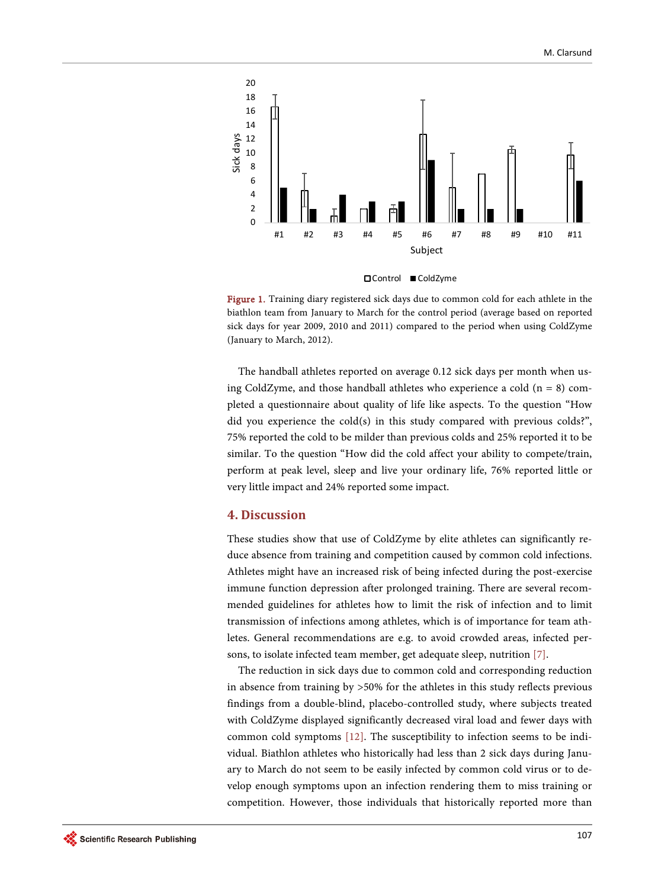Figure 1. Training diary registered sick days due to common cold for each athlete in the biathlon team from January to March for the control period (average based on reported sick days for year 2009, 2010 and 2011) compared to the period when using ColdZyme (January to March, 2012).

The handball athletes reported on average 0.12 sick days per month when using ColdZyme, and those handball athletes who experience a cold (n = 8) completed a questionnaire about quality of life like aspects. To the question "How did you experience the cold(s) in this study compared with previous colds?", 75% reported the cold to be milder than previous colds and 25% reported it to be similar. To the question "How did the cold affect your ability to compete/train, perform at peak level, sleep and live your ordinary life, 76% reported little or very little impact and 24% reported some impact.

## 4. Discussion

These studies show that use of ColdZyme by elite athletes can significantly reduce absence from training and competition caused by common cold infections. Athletes might have an increased risk of being infected during the post-exercise immune function depression after prolonged training. There are several recommended guidelines for athletes how to limit the risk of infection and to limit transmission of infections among athletes, which is of importance for team athletes. General recommendations are e.g. to avoid crowded areas, infected persons, to isolate infected team member, get adequate sleep, nutrition [7].

The reduction in sick days due to common cold and corresponding reduction in absence from training by >50% for the athletes in this study reflects previous findings from a double-blind, placebo-controlled study, where subjects treated with ColdZyme displayed significantly decreased viral load and fewer days with common cold symptoms [12]. The susceptibility to infection seems to be individual. Biathlon athletes who historically had less than 2 sick days during January to March do not seem to be easily infected by common cold virus or to develop enough symptoms upon an infection rendering them to miss training or competition. However, those individuals that historically reported more than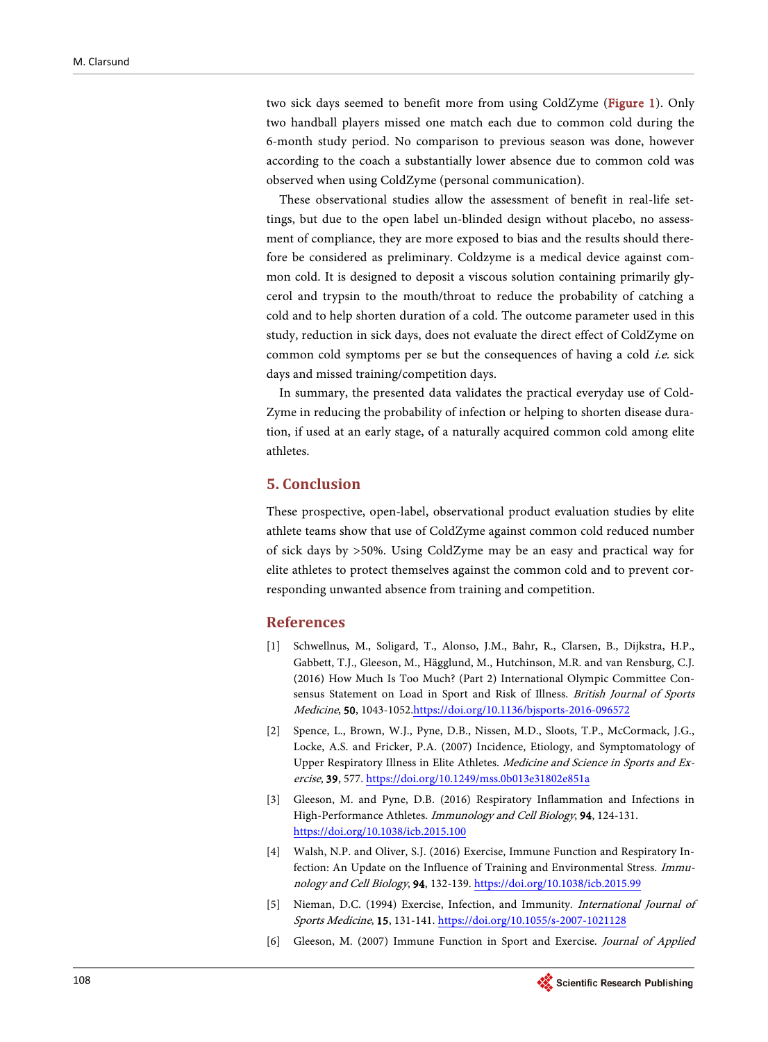two sick days seemed to benefit more from using ColdZyme (**Figure 1**). Only two handball players missed one match each due to common cold during the 6-month study period. No comparison to previous season was done, however according to the coach a substantially lower absence due to common cold was observed when using ColdZyme (personal communication).

These observational studies allow the assessment of benefit in real-life settings, but due to the open label un-blinded design without placebo, no assessment of compliance, they are more exposed to bias and the results should therefore be considered as preliminary. Coldzyme is a medical device against common cold. It is designed to deposit a viscous solution containing primarily glycerol and trypsin to the mouth/throat to reduce the probability of catching a cold and to help shorten duration of a cold. The outcome parameter used in this study, reduction in sick days, does not evaluate the direct effect of ColdZyme on common cold symptoms per se but the consequences of having a cold *i.e.* sick days and missed training/competition days.

In summary, the presented data validates the practical everyday use of ColdZyme in reducing the probability of infection or helping to shorten disease duration, if used at an early stage, of a naturally acquired common cold among elite athletes.

## 5. Conclusion

These prospective, open-label, observational product evaluation studies by elite athlete teams show that use of ColdZyme against common cold reduced number of sick days by >50%. Using ColdZyme may be an easy and practical way for elite athletes to protect themselves against the common cold and to prevent corresponding unwanted absence from training and competition.

## References

[1] Schwellnus, M., Soligard, T., Alonso, J.M., Bahr, R., Clarsen, B., Dijkstra, H.P., Gabbett, T.J., Gleeson, M., Hägglund, M., Hutchinson, M.R. and van Rensburg, C.J. (2016) How Much Is Too Much? (Part 2) International Olympic Committee Consensus Statement on Load in Sport and Risk of Illness. *British Journal of Sports Medicine*, **50**, 1043-1052. https://doi.org/10.1136/bjsports-2016-096572

[2] Spence, L., Brown, W.J., Pyne, D.B., Nissen, M.D., Sloots, T.P., McCormack, J.G., Locke, A.S. and Fricker, P.A. (2007) Incidence, Etiology, and Symptomatology of Upper Respiratory Illness in Elite Athletes. *Medicine and Science in Sports and Exercise*, **39**, 577. https://doi.org/10.1249/mss.0b013e31802e851a

[3] Gleeson, M. and Pyne, D.B. (2016) Respiratory Inflammation and Infections in High-Performance Athletes. *Immunology and Cell Biology*, **94**, 124-131. https://doi.org/10.1038/icb.2015.100

[4] Walsh, N.P. and Oliver, S.J. (2016) Exercise, Immune Function and Respiratory Infection: An Update on the Influence of Training and Environmental Stress. *Immunology and Cell Biology*, **94**, 132-139. https://doi.org/10.1038/icb.2015.99

[5] Nieman, D.C. (1994) Exercise, Infection, and Immunity. *International Journal of Sports Medicine*, **15**, 131-141. https://doi.org/10.1055/s-2007-1021128

[6] Gleeson, M. (2007) Immune Function in Sport and Exercise. *Journal of Applied*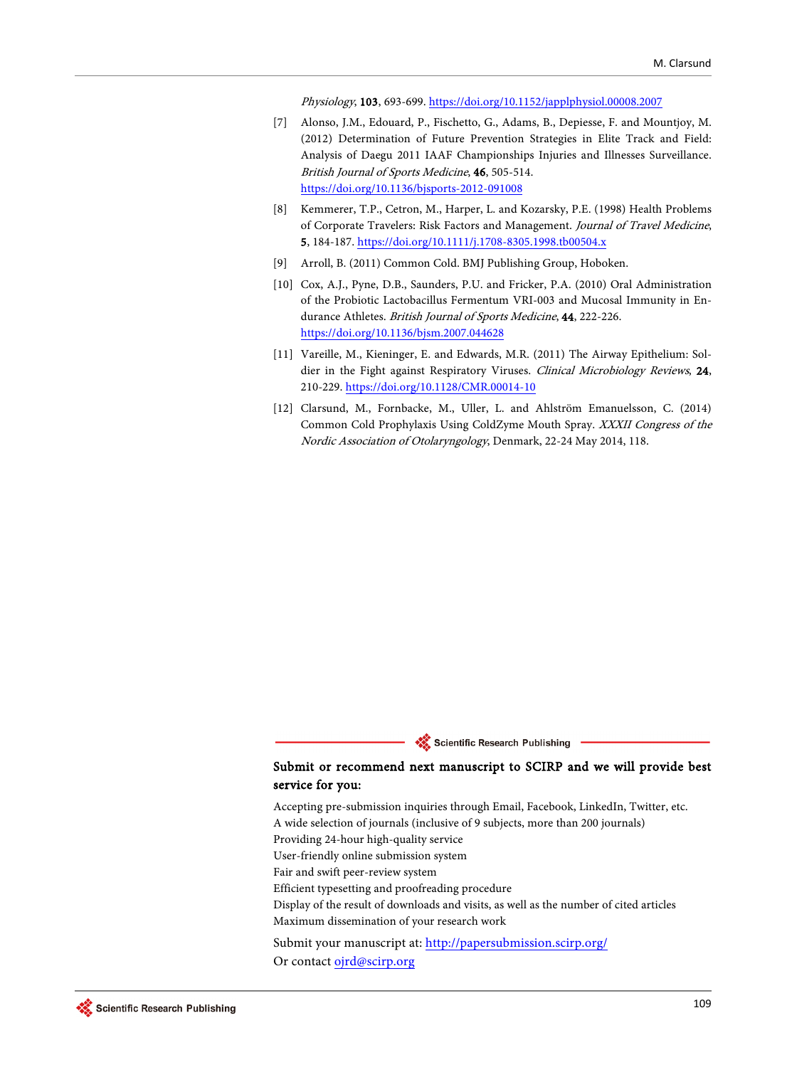*Physiology*, **103**, 693-699. https://doi.org/10.1152/japplphysiol.00008.2007

[7] Alonso, J.M., Edouard, P., Fischetto, G., Adams, B., Depiesse, F. and Mountjoy, M. (2012) Determination of Future Prevention Strategies in Elite Track and Field: Analysis of Daegu 2011 IAAF Championships Injuries and Illnesses Surveillance. *British Journal of Sports Medicine*, **46**, 505-514. https://doi.org/10.1136/bjsports-2012-091008

[8] Kemmerer, T.P., Cetron, M., Harper, L. and Kozarsky, P.E. (1998) Health Problems of Corporate Travelers: Risk Factors and Management. *Journal of Travel Medicine*, **5**, 184-187. https://doi.org/10.1111/j.1708-8305.1998.tb00504.x

[9] Arroll, B. (2011) Common Cold. BMJ Publishing Group, Hoboken.

[10] Cox, A.J., Pyne, D.B., Saunders, P.U. and Fricker, P.A. (2010) Oral Administration of the Probiotic Lactobacillus Fermentum VRI-003 and Mucosal Immunity in Endurance Athletes. *British Journal of Sports Medicine*, **44**, 222-226. https://doi.org/10.1136/bjsm.2007.044628

[11] Vareille, M., Kieninger, E. and Edwards, M.R. (2011) The Airway Epithelium: Soldier in the Fight against Respiratory Viruses. *Clinical Microbiology Reviews*, **24**, 210-229. https://doi.org/10.1128/CMR.00014-10

[12] Clarsund, M., Fornbacke, M., Uller, L. and Ahlström Emanuelsson, C. (2014) Common Cold Prophylaxis Using ColdZyme Mouth Spray. *XXXII Congress of the Nordic Association of Otolaryngology*, Denmark, 22-24 May 2014, 118.

Scientific Research Publishing

**Submit or recommend next manuscript to SCIRP and we will provide best service for you:**

Accepting pre-submission inquiries through Email, Facebook, LinkedIn, Twitter, etc.
A wide selection of journals (inclusive of 9 subjects, more than 200 journals)
Providing 24-hour high-quality service
User-friendly online submission system
Fair and swift peer-review system
Efficient typesetting and proofreading procedure
Display of the result of downloads and visits, as well as the number of cited articles
Maximum dissemination of your research work

Submit your manuscript at: http://papersubmission.scirp.org/
Or contact ojrd@scirp.org